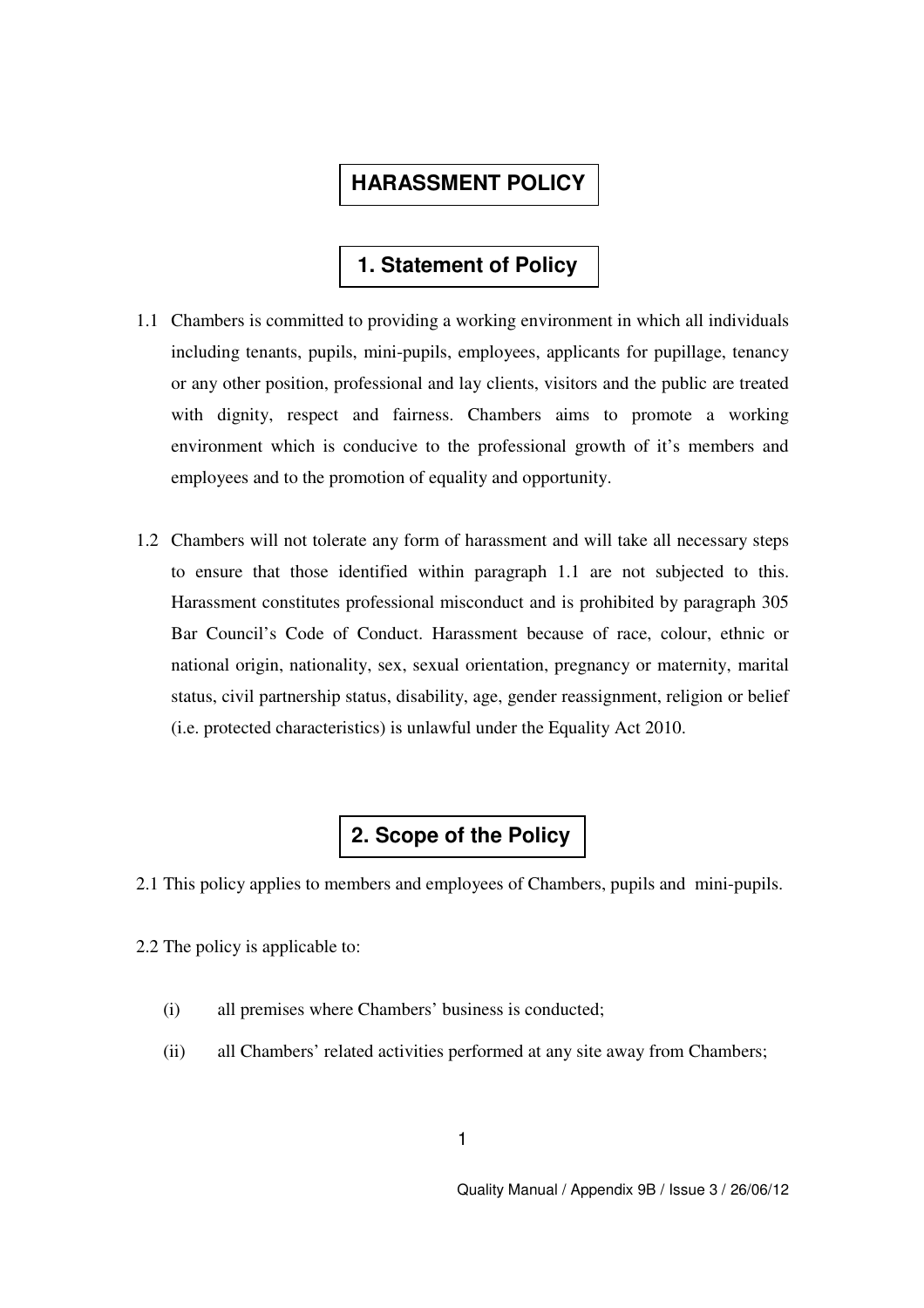# HARASSMENT POLICY

## 1. Statement of Policy

1.1 Chambers is committed to providing a working environment in which all individuals including tenants, pupils, mini-pupils, employees, applicants for pupillage, tenancy or any other position, professional and lay clients, visitors and the public are treated with dignity, respect and fairness. Chambers aims to promote a working environment which is conducive to the professional growth of it's members and employees and to the promotion of equality and opportunity.

1.2 Chambers will not tolerate any form of harassment and will take all necessary steps to ensure that those identified within paragraph 1.1 are not subjected to this. Harassment constitutes professional misconduct and is prohibited by paragraph 305 Bar Council's Code of Conduct. Harassment because of race, colour, ethnic or national origin, nationality, sex, sexual orientation, pregnancy or maternity, marital status, civil partnership status, disability, age, gender reassignment, religion or belief (i.e. protected characteristics) is unlawful under the Equality Act 2010.

## 2. Scope of the Policy

2.1 This policy applies to members and employees of Chambers, pupils and mini-pupils.

2.2 The policy is applicable to:

(i) all premises where Chambers' business is conducted;

(ii) all Chambers' related activities performed at any site away from Chambers;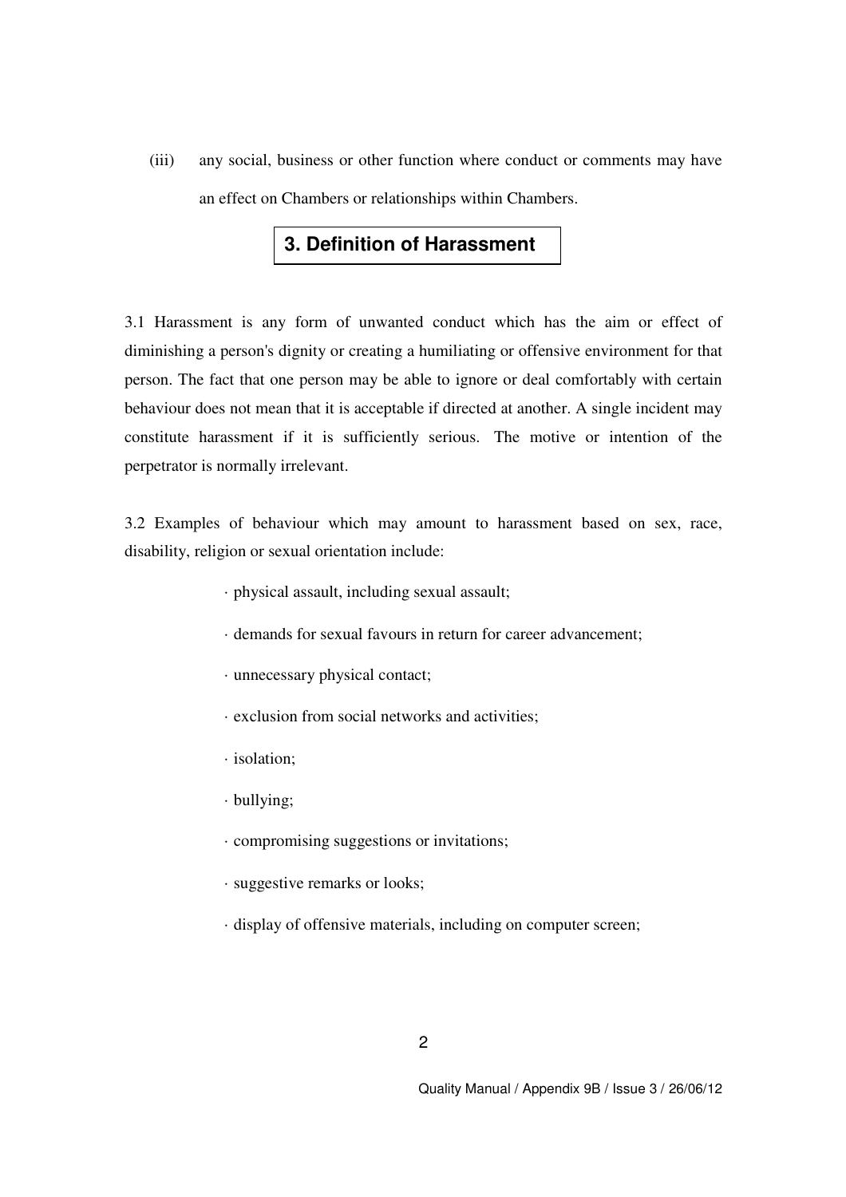(iii) any social, business or other function where conduct or comments may have an effect on Chambers or relationships within Chambers.

## 3. Definition of Harassment

3.1 Harassment is any form of unwanted conduct which has the aim or effect of diminishing a person's dignity or creating a humiliating or offensive environment for that person. The fact that one person may be able to ignore or deal comfortably with certain behaviour does not mean that it is acceptable if directed at another. A single incident may constitute harassment if it is sufficiently serious. The motive or intention of the perpetrator is normally irrelevant.

3.2 Examples of behaviour which may amount to harassment based on sex, race, disability, religion or sexual orientation include:

- physical assault, including sexual assault;
- demands for sexual favours in return for career advancement;
- unnecessary physical contact;
- exclusion from social networks and activities;
- isolation;
- bullying;
- compromising suggestions or invitations;
- suggestive remarks or looks;
- display of offensive materials, including on computer screen;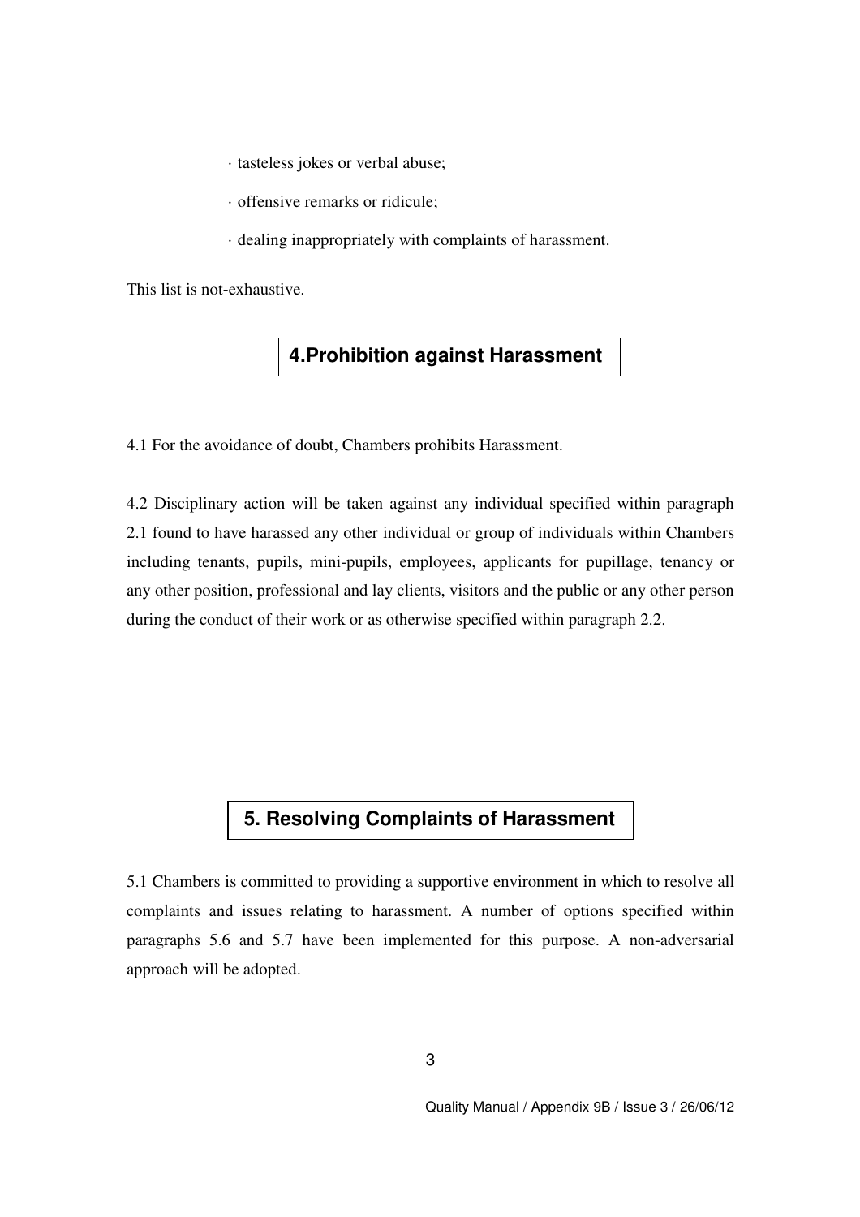- tasteless jokes or verbal abuse;
- offensive remarks or ridicule;
- dealing inappropriately with complaints of harassment.

This list is not-exhaustive.

## 4.Prohibition against Harassment

4.1 For the avoidance of doubt, Chambers prohibits Harassment.

4.2 Disciplinary action will be taken against any individual specified within paragraph 2.1 found to have harassed any other individual or group of individuals within Chambers including tenants, pupils, mini-pupils, employees, applicants for pupillage, tenancy or any other position, professional and lay clients, visitors and the public or any other person during the conduct of their work or as otherwise specified within paragraph 2.2.

## 5. Resolving Complaints of Harassment

5.1 Chambers is committed to providing a supportive environment in which to resolve all complaints and issues relating to harassment. A number of options specified within paragraphs 5.6 and 5.7 have been implemented for this purpose. A non-adversarial approach will be adopted.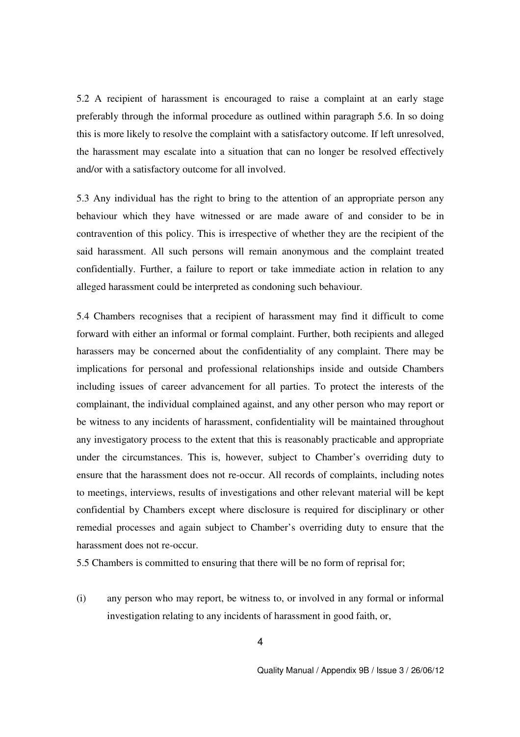5.2 A recipient of harassment is encouraged to raise a complaint at an early stage preferably through the informal procedure as outlined within paragraph 5.6. In so doing this is more likely to resolve the complaint with a satisfactory outcome. If left unresolved, the harassment may escalate into a situation that can no longer be resolved effectively and/or with a satisfactory outcome for all involved.

5.3 Any individual has the right to bring to the attention of an appropriate person any behaviour which they have witnessed or are made aware of and consider to be in contravention of this policy. This is irrespective of whether they are the recipient of the said harassment. All such persons will remain anonymous and the complaint treated confidentially. Further, a failure to report or take immediate action in relation to any alleged harassment could be interpreted as condoning such behaviour.

5.4 Chambers recognises that a recipient of harassment may find it difficult to come forward with either an informal or formal complaint. Further, both recipients and alleged harassers may be concerned about the confidentiality of any complaint. There may be implications for personal and professional relationships inside and outside Chambers including issues of career advancement for all parties. To protect the interests of the complainant, the individual complained against, and any other person who may report or be witness to any incidents of harassment, confidentiality will be maintained throughout any investigatory process to the extent that this is reasonably practicable and appropriate under the circumstances. This is, however, subject to Chamber's overriding duty to ensure that the harassment does not re-occur. All records of complaints, including notes to meetings, interviews, results of investigations and other relevant material will be kept confidential by Chambers except where disclosure is required for disciplinary or other remedial processes and again subject to Chamber's overriding duty to ensure that the harassment does not re-occur.

5.5 Chambers is committed to ensuring that there will be no form of reprisal for;

(i) any person who may report, be witness to, or involved in any formal or informal investigation relating to any incidents of harassment in good faith, or,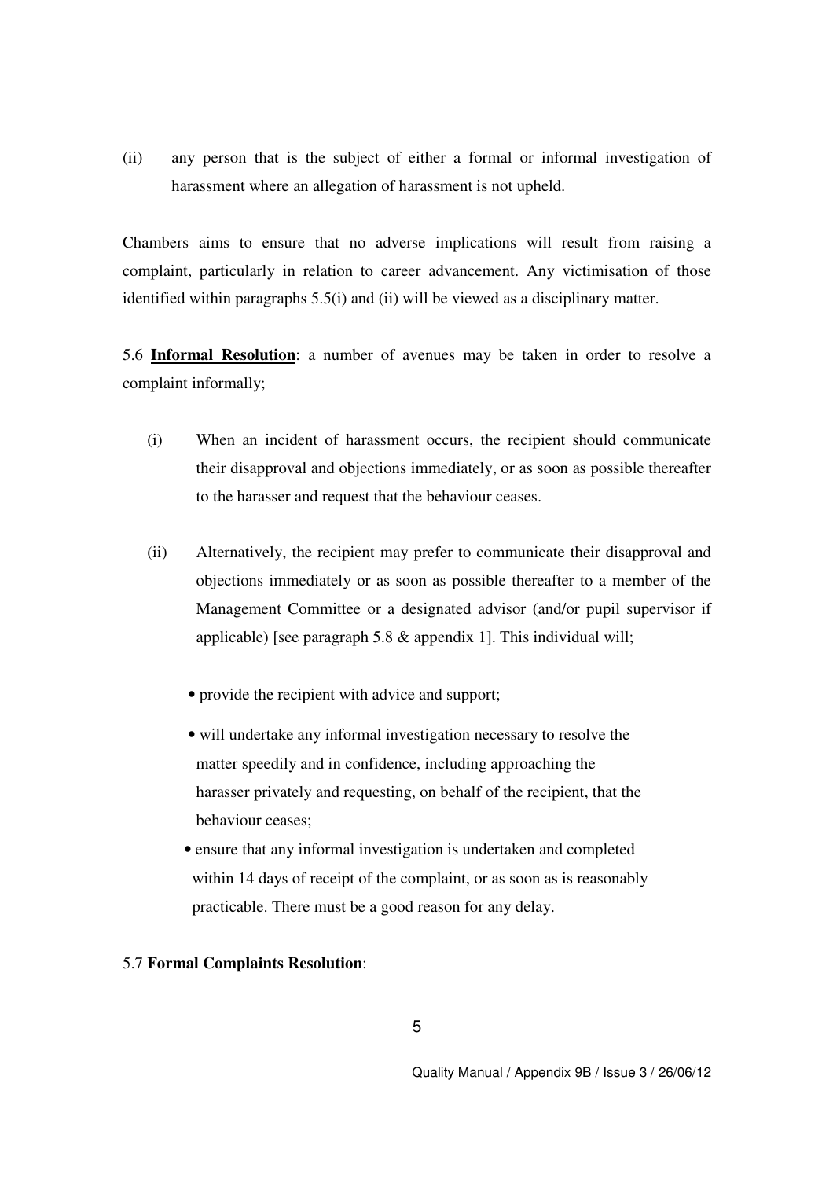(ii) any person that is the subject of either a formal or informal investigation of harassment where an allegation of harassment is not upheld.

Chambers aims to ensure that no adverse implications will result from raising a complaint, particularly in relation to career advancement. Any victimisation of those identified within paragraphs 5.5(i) and (ii) will be viewed as a disciplinary matter.

5.6 **Informal Resolution**: a number of avenues may be taken in order to resolve a complaint informally;

(i) When an incident of harassment occurs, the recipient should communicate their disapproval and objections immediately, or as soon as possible thereafter to the harasser and request that the behaviour ceases.

(ii) Alternatively, the recipient may prefer to communicate their disapproval and objections immediately or as soon as possible thereafter to a member of the Management Committee or a designated advisor (and/or pupil supervisor if applicable) [see paragraph 5.8 & appendix 1]. This individual will;

- provide the recipient with advice and support;
- will undertake any informal investigation necessary to resolve the matter speedily and in confidence, including approaching the harasser privately and requesting, on behalf of the recipient, that the behaviour ceases;
- ensure that any informal investigation is undertaken and completed within 14 days of receipt of the complaint, or as soon as is reasonably practicable. There must be a good reason for any delay.

5.7 **Formal Complaints Resolution**: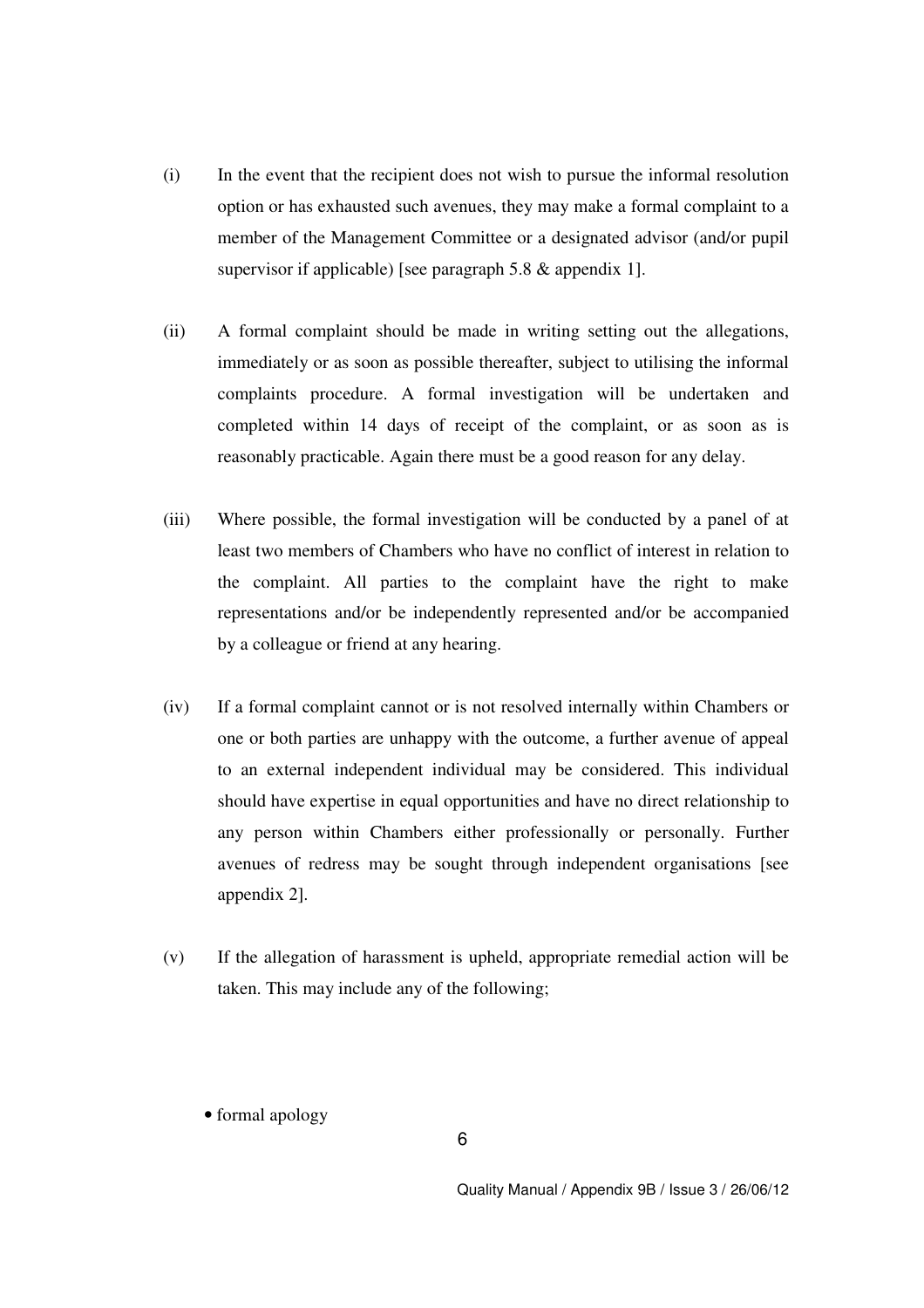(i) In the event that the recipient does not wish to pursue the informal resolution option or has exhausted such avenues, they may make a formal complaint to a member of the Management Committee or a designated advisor (and/or pupil supervisor if applicable) [see paragraph 5.8 & appendix 1].

(ii) A formal complaint should be made in writing setting out the allegations, immediately or as soon as possible thereafter, subject to utilising the informal complaints procedure. A formal investigation will be undertaken and completed within 14 days of receipt of the complaint, or as soon as is reasonably practicable. Again there must be a good reason for any delay.

(iii) Where possible, the formal investigation will be conducted by a panel of at least two members of Chambers who have no conflict of interest in relation to the complaint. All parties to the complaint have the right to make representations and/or be independently represented and/or be accompanied by a colleague or friend at any hearing.

(iv) If a formal complaint cannot or is not resolved internally within Chambers or one or both parties are unhappy with the outcome, a further avenue of appeal to an external independent individual may be considered. This individual should have expertise in equal opportunities and have no direct relationship to any person within Chambers either professionally or personally. Further avenues of redress may be sought through independent organisations [see appendix 2].

(v) If the allegation of harassment is upheld, appropriate remedial action will be taken. This may include any of the following;

- formal apology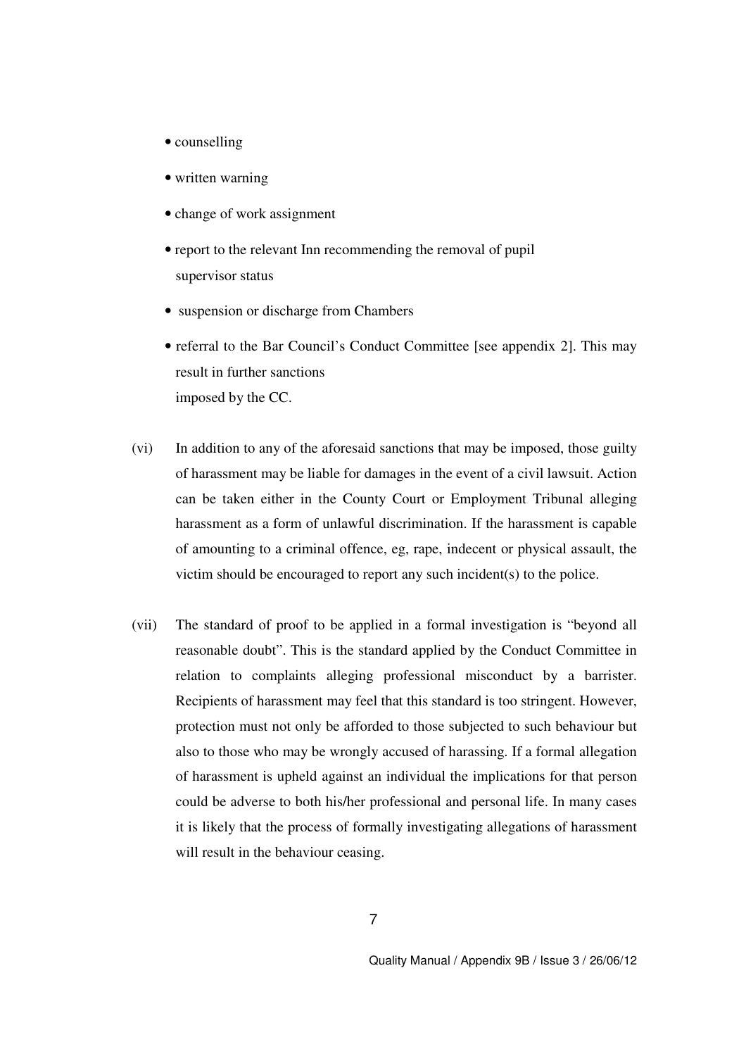- counselling
- written warning
- change of work assignment
- report to the relevant Inn recommending the removal of pupil supervisor status
- suspension or discharge from Chambers
- referral to the Bar Council's Conduct Committee [see appendix 2]. This may result in further sanctions imposed by the CC.

(vi) In addition to any of the aforesaid sanctions that may be imposed, those guilty of harassment may be liable for damages in the event of a civil lawsuit. Action can be taken either in the County Court or Employment Tribunal alleging harassment as a form of unlawful discrimination. If the harassment is capable of amounting to a criminal offence, eg, rape, indecent or physical assault, the victim should be encouraged to report any such incident(s) to the police.

(vii) The standard of proof to be applied in a formal investigation is "beyond all reasonable doubt". This is the standard applied by the Conduct Committee in relation to complaints alleging professional misconduct by a barrister. Recipients of harassment may feel that this standard is too stringent. However, protection must not only be afforded to those subjected to such behaviour but also to those who may be wrongly accused of harassing. If a formal allegation of harassment is upheld against an individual the implications for that person could be adverse to both his/her professional and personal life. In many cases it is likely that the process of formally investigating allegations of harassment will result in the behaviour ceasing.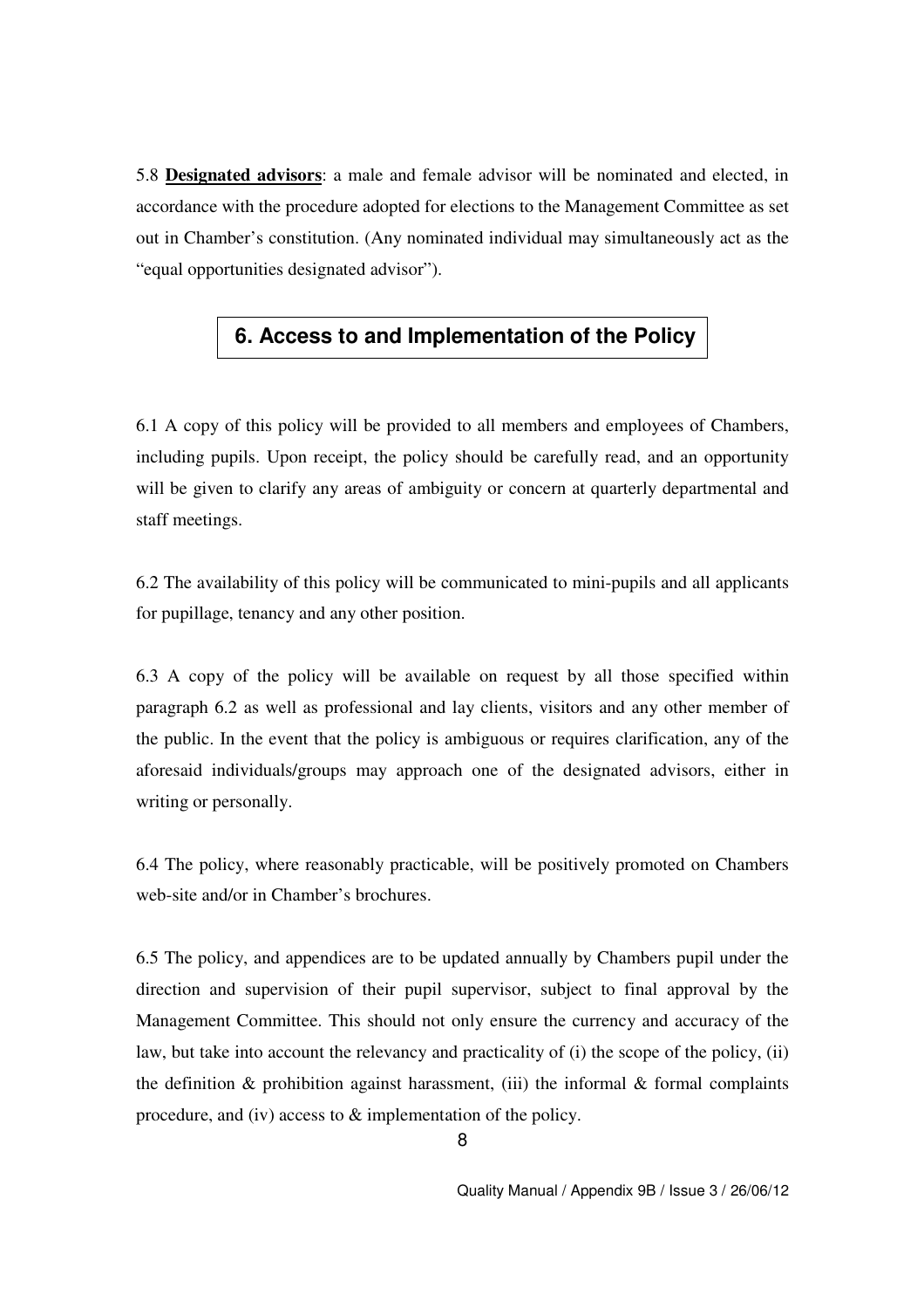5.8 **Designated advisors**: a male and female advisor will be nominated and elected, in accordance with the procedure adopted for elections to the Management Committee as set out in Chamber's constitution. (Any nominated individual may simultaneously act as the "equal opportunities designated advisor").

## 6. Access to and Implementation of the Policy

6.1 A copy of this policy will be provided to all members and employees of Chambers, including pupils. Upon receipt, the policy should be carefully read, and an opportunity will be given to clarify any areas of ambiguity or concern at quarterly departmental and staff meetings.

6.2 The availability of this policy will be communicated to mini-pupils and all applicants for pupillage, tenancy and any other position.

6.3 A copy of the policy will be available on request by all those specified within paragraph 6.2 as well as professional and lay clients, visitors and any other member of the public. In the event that the policy is ambiguous or requires clarification, any of the aforesaid individuals/groups may approach one of the designated advisors, either in writing or personally.

6.4 The policy, where reasonably practicable, will be positively promoted on Chambers web-site and/or in Chamber's brochures.

6.5 The policy, and appendices are to be updated annually by Chambers pupil under the direction and supervision of their pupil supervisor, subject to final approval by the Management Committee. This should not only ensure the currency and accuracy of the law, but take into account the relevancy and practicality of (i) the scope of the policy, (ii) the definition & prohibition against harassment, (iii) the informal & formal complaints procedure, and (iv) access to & implementation of the policy.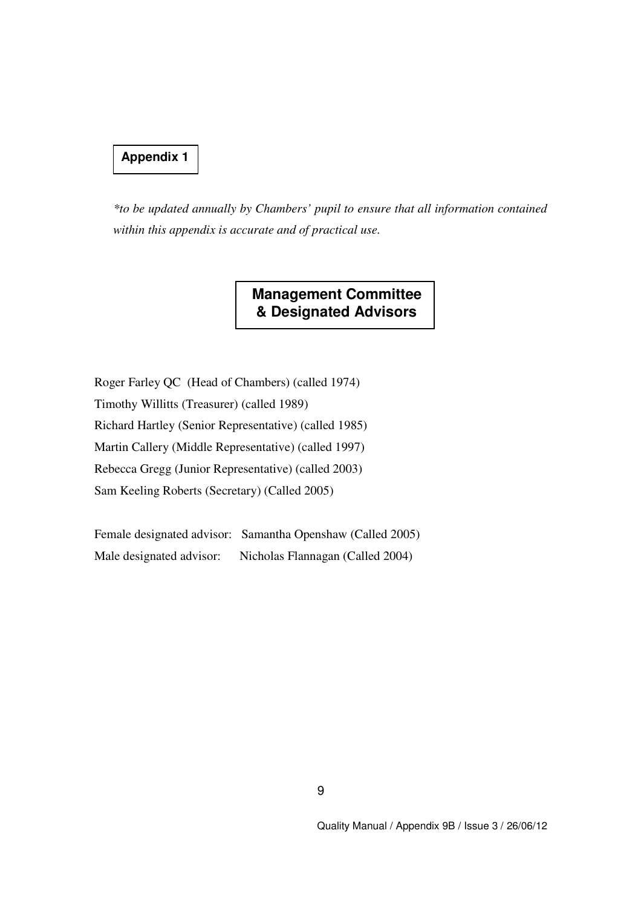**Appendix 1**

*\*to be updated annually by Chambers' pupil to ensure that all information contained within this appendix is accurate and of practical use.*

## Management Committee & Designated Advisors

Roger Farley QC (Head of Chambers) (called 1974)
Timothy Willitts (Treasurer) (called 1989)
Richard Hartley (Senior Representative) (called 1985)
Martin Callery (Middle Representative) (called 1997)
Rebecca Gregg (Junior Representative) (called 2003)
Sam Keeling Roberts (Secretary) (Called 2005)

Female designated advisor: Samantha Openshaw (Called 2005)
Male designated advisor: Nicholas Flannagan (Called 2004)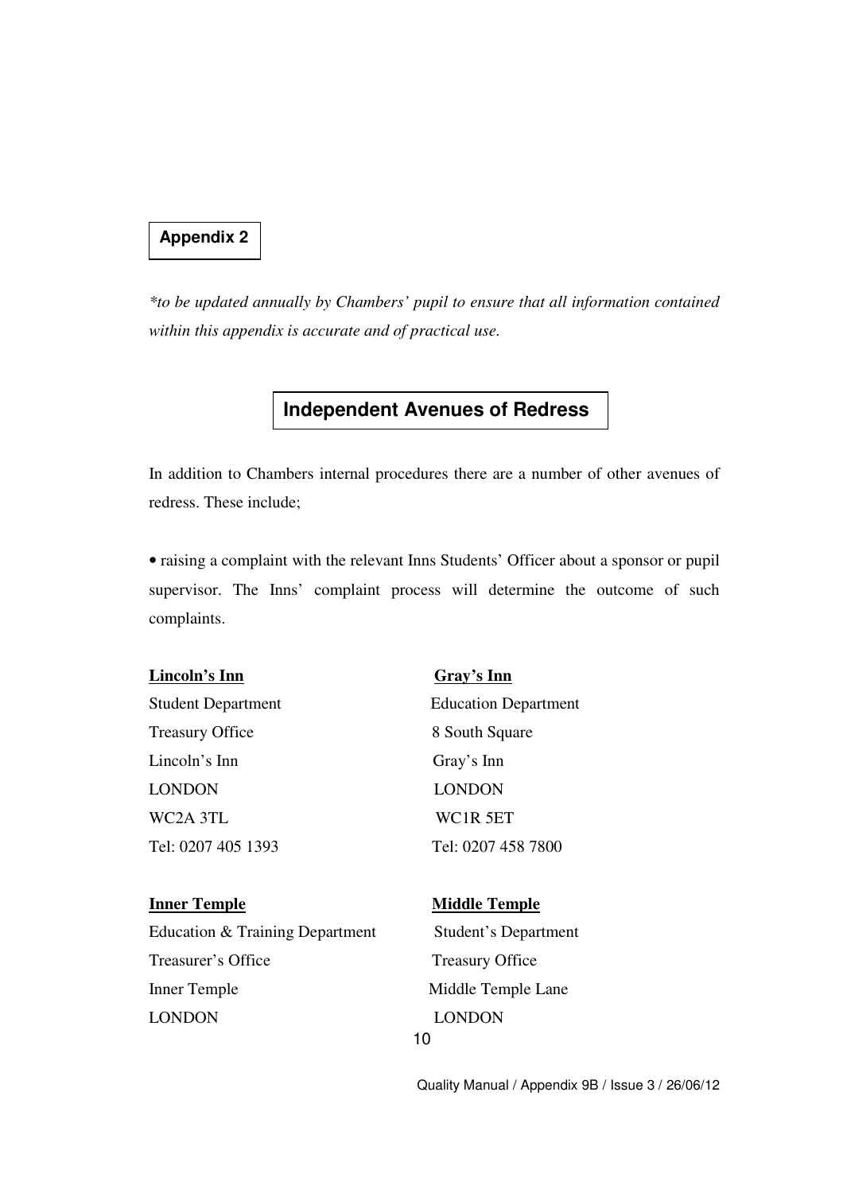**Appendix 2**

*\*to be updated annually by Chambers' pupil to ensure that all information contained within this appendix is accurate and of practical use.*

## Independent Avenues of Redress

In addition to Chambers internal procedures there are a number of other avenues of redress. These include;

- raising a complaint with the relevant Inns Students' Officer about a sponsor or pupil supervisor. The Inns' complaint process will determine the outcome of such complaints.

**Lincoln's Inn**
Student Department
Treasury Office
Lincoln's Inn
LONDON
WC2A 3TL
Tel: 0207 405 1393

**Gray's Inn**
Education Department
8 South Square
Gray's Inn
LONDON
WC1R 5ET
Tel: 0207 458 7800

**Inner Temple**
Education & Training Department
Treasurer's Office
Inner Temple
LONDON

**Middle Temple**
Student's Department
Treasury Office
Middle Temple Lane
LONDON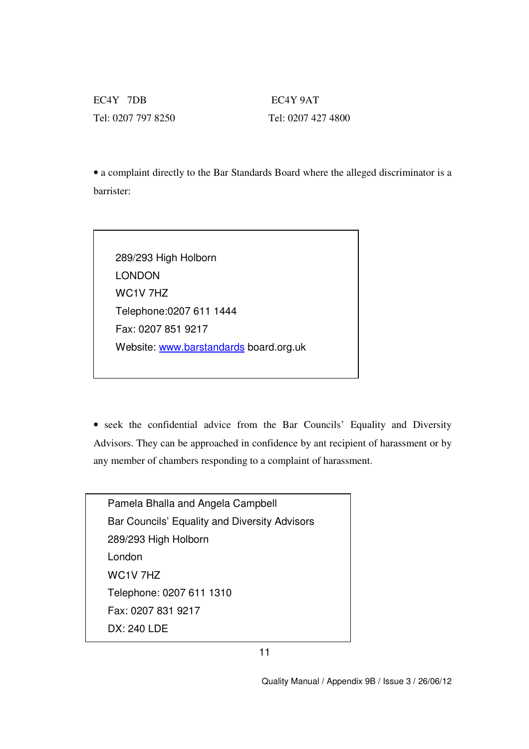EC4Y 7DB  
Tel: 0207 797 8250

EC4Y 9AT  
Tel: 0207 427 4800

• a complaint directly to the Bar Standards Board where the alleged discriminator is a barrister:

289/293 High Holborn  
LONDON  
WC1V 7HZ  
Telephone:0207 611 1444  
Fax: 0207 851 9217  
Website: www.barstandards board.org.uk

• seek the confidential advice from the Bar Councils' Equality and Diversity Advisors. They can be approached in confidence by ant recipient of harassment or by any member of chambers responding to a complaint of harassment.

Pamela Bhalla and Angela Campbell  
Bar Councils' Equality and Diversity Advisors  
289/293 High Holborn  
London  
WC1V 7HZ  
Telephone: 0207 611 1310  
Fax: 0207 831 9217  
DX: 240 LDE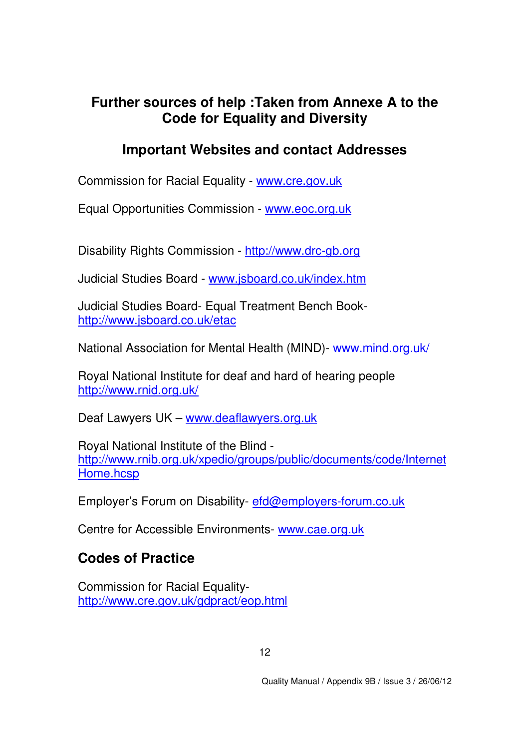## Further sources of help :Taken from Annexe A to the Code for Equality and Diversity

## Important Websites and contact Addresses

Commission for Racial Equality - www.cre.gov.uk

Equal Opportunities Commission - www.eoc.org.uk

Disability Rights Commission - http://www.drc-gb.org

Judicial Studies Board - www.jsboard.co.uk/index.htm

Judicial Studies Board- Equal Treatment Bench Book- http://www.jsboard.co.uk/etac

National Association for Mental Health (MIND)- www.mind.org.uk/

Royal National Institute for deaf and hard of hearing people http://www.rnid.org.uk/

Deaf Lawyers UK – www.deaflawyers.org.uk

Royal National Institute of the Blind - http://www.rnib.org.uk/xpedio/groups/public/documents/code/InternetHome.hcsp

Employer's Forum on Disability- efd@employers-forum.co.uk

Centre for Accessible Environments- www.cae.org.uk

### Codes of Practice

Commission for Racial Equality- http://www.cre.gov.uk/gdpract/eop.html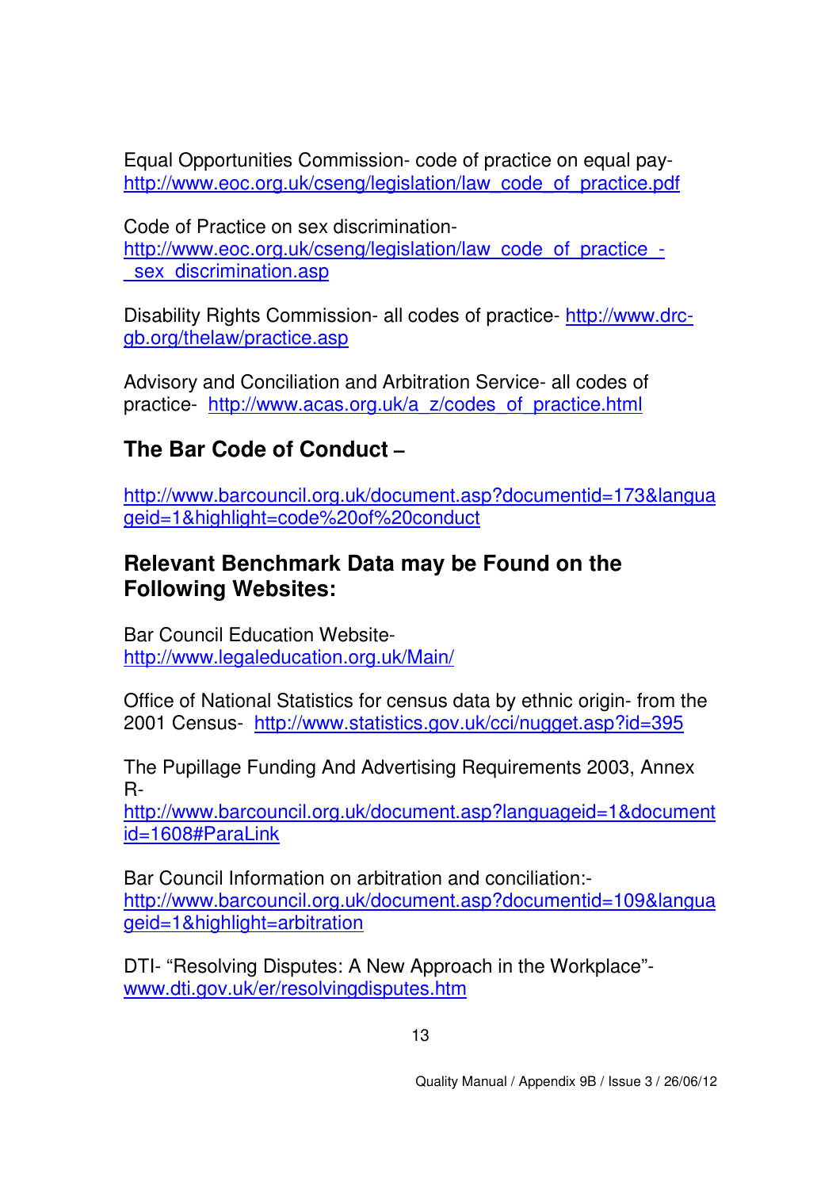Equal Opportunities Commission- code of practice on equal pay- http://www.eoc.org.uk/cseng/legislation/law_code_of_practice.pdf

Code of Practice on sex discrimination- http://www.eoc.org.uk/cseng/legislation/law_code_of_practice_-_sex_discrimination.asp

Disability Rights Commission- all codes of practice- http://www.drc-gb.org/thelaw/practice.asp

Advisory and Conciliation and Arbitration Service- all codes of practice- http://www.acas.org.uk/a_z/codes_of_practice.html

## The Bar Code of Conduct –

http://www.barcouncil.org.uk/document.asp?documentid=173&languageid=1&highlight=code%20of%20conduct

## Relevant Benchmark Data may be Found on the Following Websites:

Bar Council Education Website- http://www.legaleducation.org.uk/Main/

Office of National Statistics for census data by ethnic origin- from the 2001 Census- http://www.statistics.gov.uk/cci/nugget.asp?id=395

The Pupillage Funding And Advertising Requirements 2003, Annex R- http://www.barcouncil.org.uk/document.asp?languageid=1&documentid=1608#ParaLink

Bar Council Information on arbitration and conciliation:- http://www.barcouncil.org.uk/document.asp?documentid=109&languageid=1&highlight=arbitration

DTI- "Resolving Disputes: A New Approach in the Workplace"- www.dti.gov.uk/er/resolvingdisputes.htm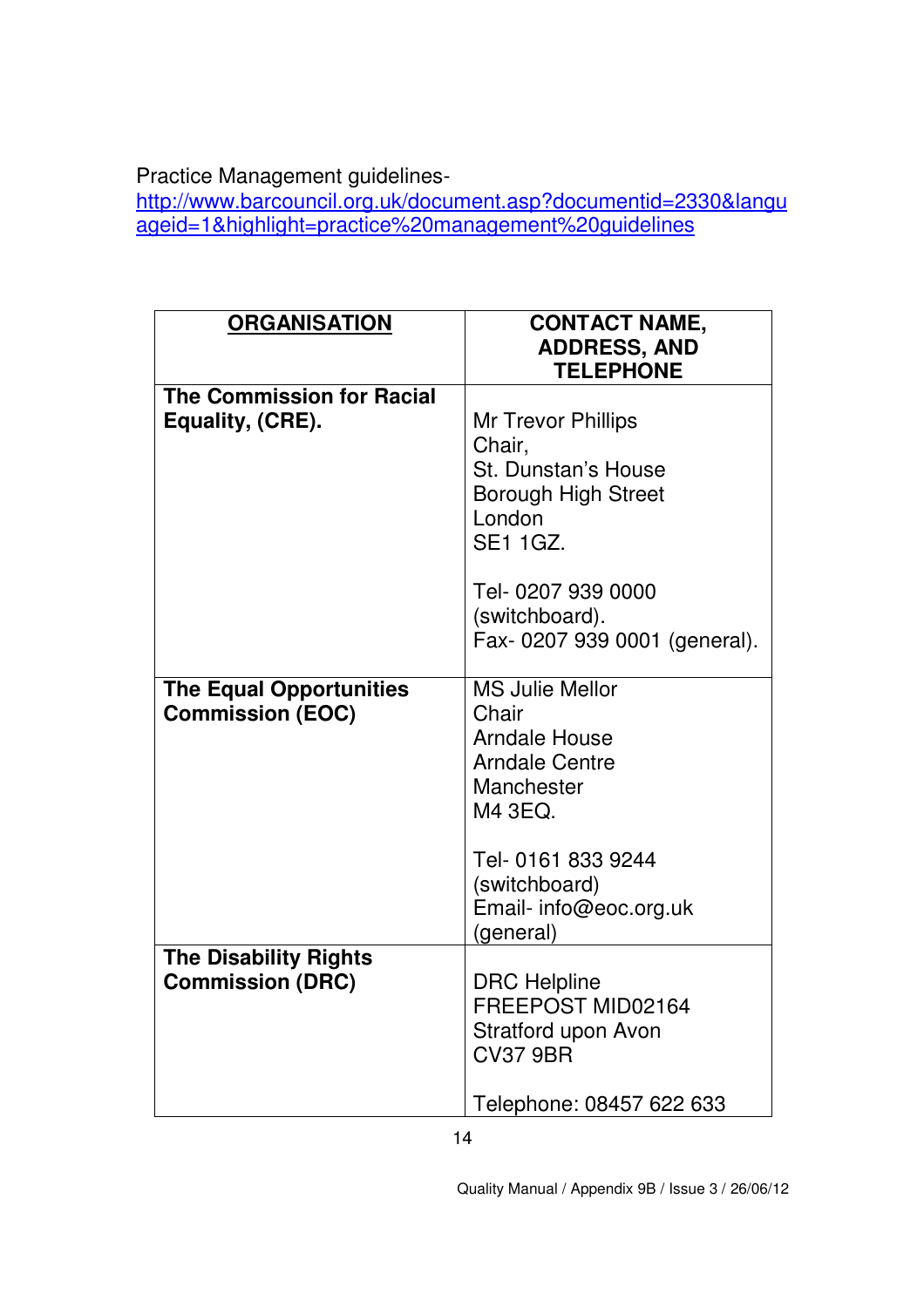Practice Management guidelines-
http://www.barcouncil.org.uk/document.asp?documentid=2330&languageid=1&highlight=practice%20management%20guidelines

| **ORGANISATION** | **CONTACT NAME, ADDRESS, AND TELEPHONE** |
|---|---|
| **The Commission for Racial Equality, (CRE).** | Mr Trevor Phillips<br>Chair,<br>St. Dunstan's House<br>Borough High Street<br>London<br>SE1 1GZ.<br><br>Tel- 0207 939 0000 (switchboard).<br>Fax- 0207 939 0001 (general). |
| **The Equal Opportunities Commission (EOC)** | MS Julie Mellor<br>Chair<br>Arndale House<br>Arndale Centre<br>Manchester<br>M4 3EQ.<br><br>Tel- 0161 833 9244 (switchboard)<br>Email- info@eoc.org.uk (general) |
| **The Disability Rights Commission (DRC)** | DRC Helpline<br>FREEPOST MID02164<br>Stratford upon Avon<br>CV37 9BR<br><br>Telephone: 08457 622 633 |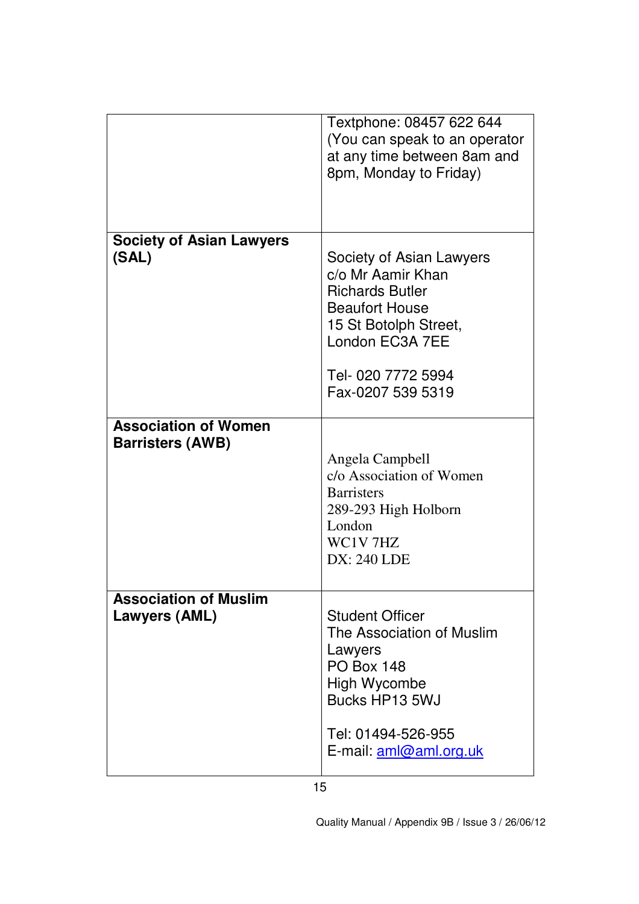| | |
|---|---|
| | Textphone: 08457 622 644<br>(You can speak to an operator at any time between 8am and 8pm, Monday to Friday) |
| **Society of Asian Lawyers (SAL)** | Society of Asian Lawyers<br>c/o Mr Aamir Khan<br>Richards Butler<br>Beaufort House<br>15 St Botolph Street,<br>London EC3A 7EE<br><br>Tel- 020 7772 5994<br>Fax-0207 539 5319 |
| **Association of Women Barristers (AWB)** | Angela Campbell<br>c/o Association of Women Barristers<br>289-293 High Holborn<br>London<br>WC1V 7HZ<br>DX: 240 LDE |
| **Association of Muslim Lawyers (AML)** | Student Officer<br>The Association of Muslim Lawyers<br>PO Box 148<br>High Wycombe<br>Bucks HP13 5WJ<br><br>Tel: 01494-526-955<br>E-mail: aml@aml.org.uk |

Quality Manual / Appendix 9B / Issue 3 / 26/06/12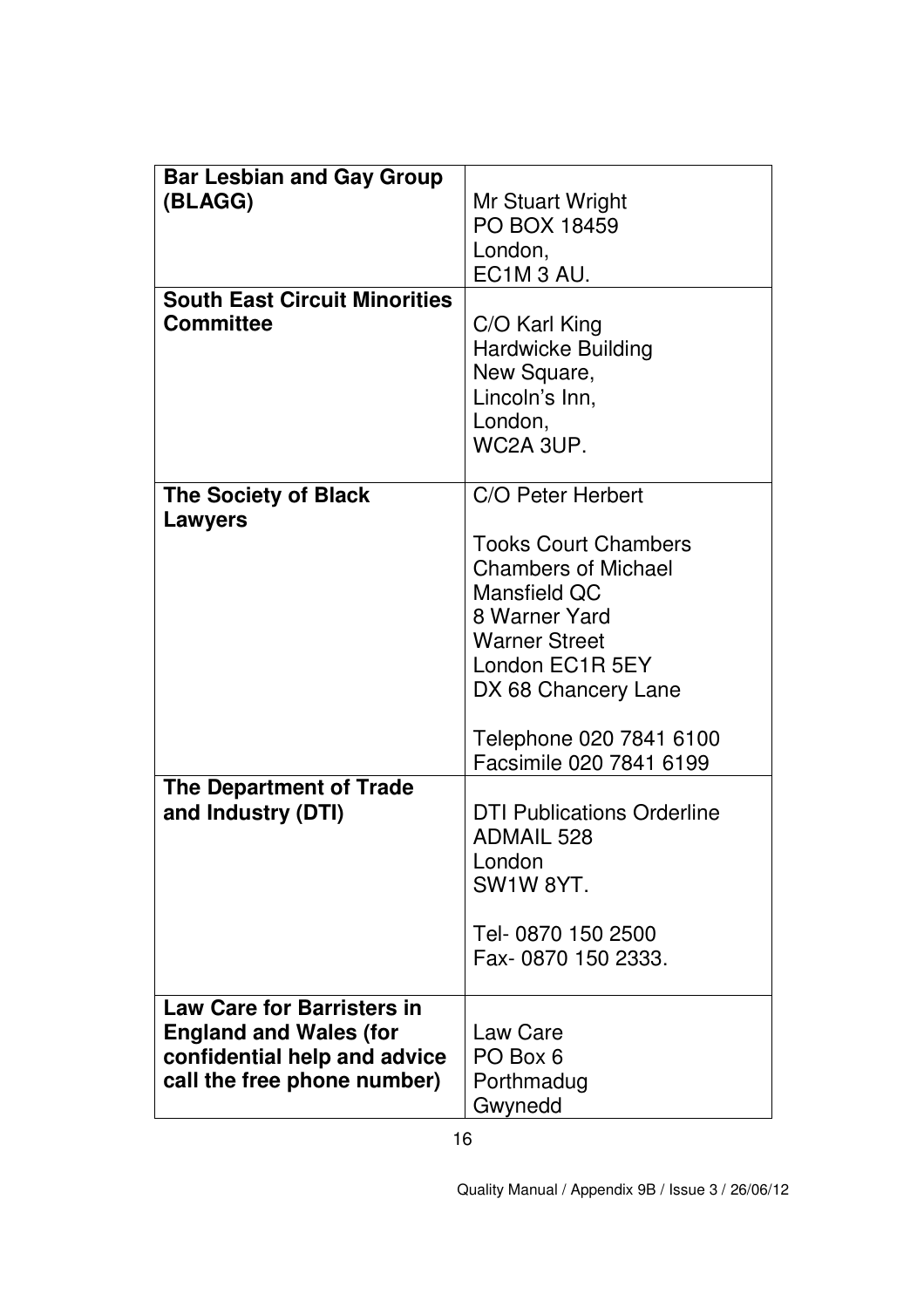| | |
|---|---|
| **Bar Lesbian and Gay Group (BLAGG)** | Mr Stuart Wright<br>PO BOX 18459<br>London,<br>EC1M 3 AU. |
| **South East Circuit Minorities Committee** | C/O Karl King<br>Hardwicke Building<br>New Square,<br>Lincoln's Inn,<br>London,<br>WC2A 3UP. |
| **The Society of Black Lawyers** | C/O Peter Herbert<br><br>Tooks Court Chambers<br>Chambers of Michael Mansfield QC<br>8 Warner Yard<br>Warner Street<br>London EC1R 5EY<br>DX 68 Chancery Lane<br><br>Telephone 020 7841 6100<br>Facsimile 020 7841 6199 |
| **The Department of Trade and Industry (DTI)** | DTI Publications Orderline<br>ADMAIL 528<br>London<br>SW1W 8YT.<br><br>Tel- 0870 150 2500<br>Fax- 0870 150 2333. |
| **Law Care for Barristers in England and Wales (for confidential help and advice call the free phone number)** | Law Care<br>PO Box 6<br>Porthmadug<br>Gwynedd |

Quality Manual / Appendix 9B / Issue 3 / 26/06/12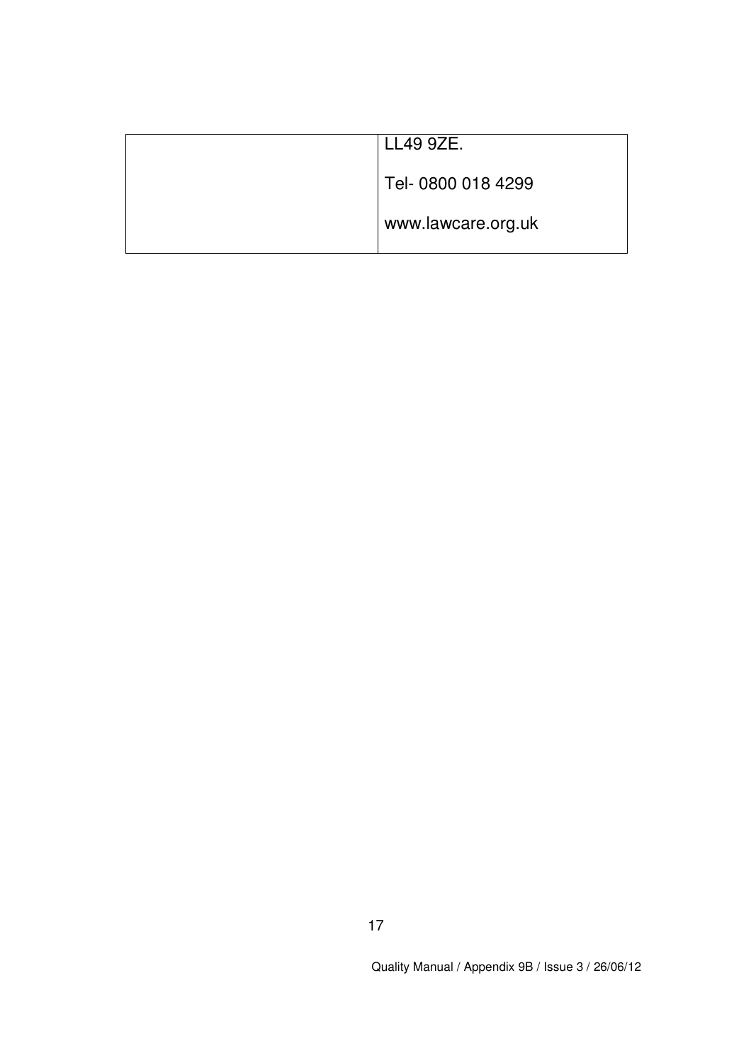| | |
|---|---|
| | LL49 9ZE.<br><br>Tel- 0800 018 4299<br><br>www.lawcare.org.uk |